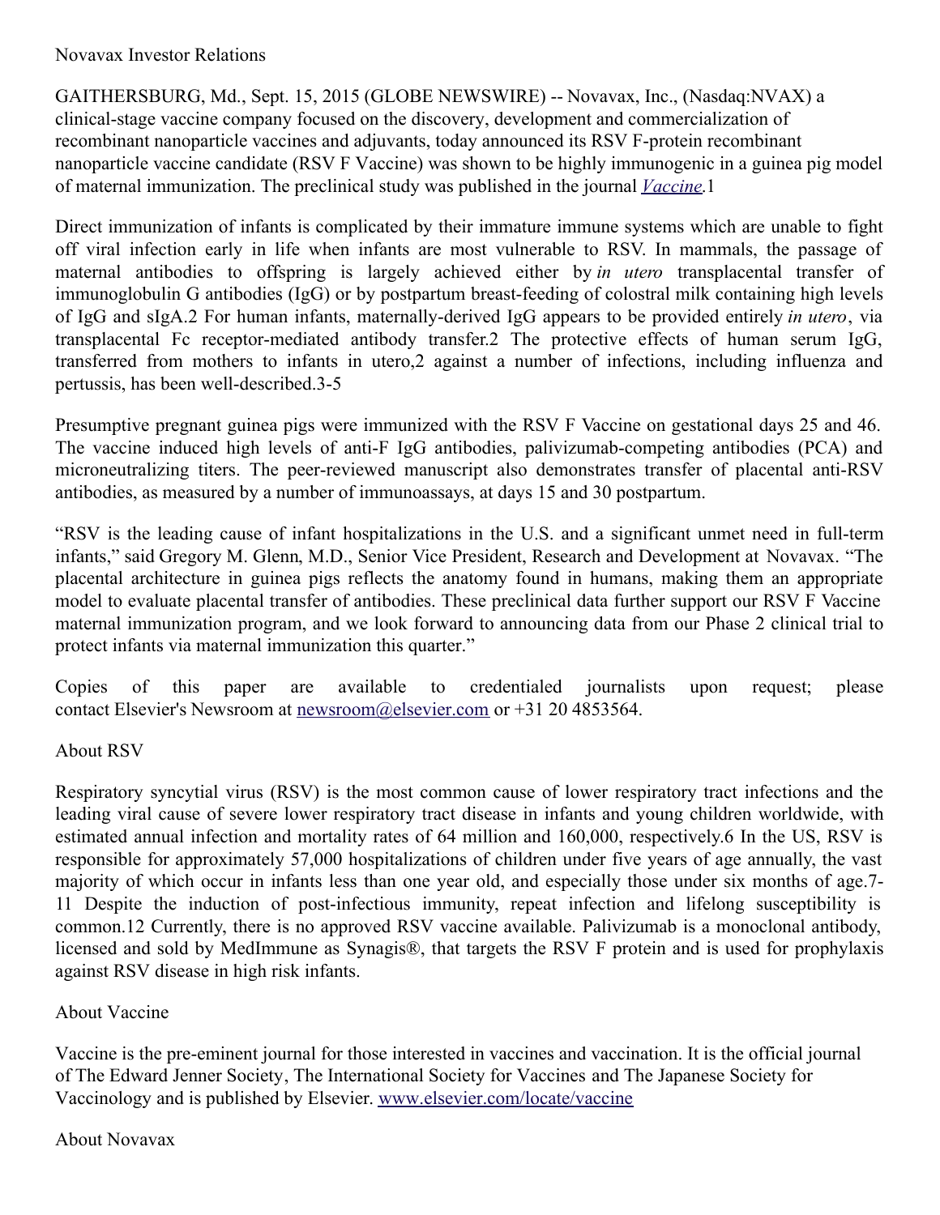Novavax Investor Relations

GAITHERSBURG, Md., Sept. 15, 2015 (GLOBE NEWSWIRE) -- Novavax, Inc., (Nasdaq:NVAX) a clinical-stage vaccine company focused on the discovery, development and commercialization of recombinant nanoparticle vaccines and adjuvants, today announced its RSV F-protein recombinant nanoparticle vaccine candidate (RSV F Vaccine) was shown to be highly immunogenic in a guinea pig model of maternal immunization. The preclinical study was published in the journal *Vaccine*.[1]

Direct immunization of infants is complicated by their immature immune systems which are unable to fight off viral infection early in life when infants are most vulnerable to RSV. In mammals, the passage of maternal antibodies to offspring is largely achieved either by *in utero* transplacental transfer of immunoglobulin G antibodies (IgG) or by postpartum breast-feeding of colostral milk containing high levels of IgG and sIgA.[2] For human infants, maternally-derived IgG appears to be provided entirely *in utero*, via transplacental Fc receptor-mediated antibody transfer.[2] The protective effects of human serum IgG, transferred from mothers to infants in utero,[2] against a number of infections, including influenza and pertussis, has been well-described.[3-5]

Presumptive pregnant guinea pigs were immunized with the RSV F Vaccine on gestational days 25 and 46. The vaccine induced high levels of anti-F IgG antibodies, palivizumab-competing antibodies (PCA) and microneutralizing titers. The peer-reviewed manuscript also demonstrates transfer of placental anti-RSV antibodies, as measured by a number of immunoassays, at days 15 and 30 postpartum.

"RSV is the leading cause of infant hospitalizations in the U.S. and a significant unmet need in full-term infants," said Gregory M. Glenn, M.D., Senior Vice President, Research and Development at Novavax. "The placental architecture in guinea pigs reflects the anatomy found in humans, making them an appropriate model to evaluate placental transfer of antibodies. These preclinical data further support our RSV F Vaccine maternal immunization program, and we look forward to announcing data from our Phase 2 clinical trial to protect infants via maternal immunization this quarter."

Copies of this paper are available to credentialed journalists upon request; please contact Elsevier's Newsroom at newsroom@elsevier.com or +31 20 4853564.

## About RSV

Respiratory syncytial virus (RSV) is the most common cause of lower respiratory tract infections and the leading viral cause of severe lower respiratory tract disease in infants and young children worldwide, with estimated annual infection and mortality rates of 64 million and 160,000, respectively.[6] In the US, RSV is responsible for approximately 57,000 hospitalizations of children under five years of age annually, the vast majority of which occur in infants less than one year old, and especially those under six months of age.[7-11] Despite the induction of post-infectious immunity, repeat infection and lifelong susceptibility is common.[12] Currently, there is no approved RSV vaccine available. Palivizumab is a monoclonal antibody, licensed and sold by MedImmune as Synagis®, that targets the RSV F protein and is used for prophylaxis against RSV disease in high risk infants.

## About Vaccine

Vaccine is the pre-eminent journal for those interested in vaccines and vaccination. It is the official journal of The Edward Jenner Society, The International Society for Vaccines and The Japanese Society for Vaccinology and is published by Elsevier. www.elsevier.com/locate/vaccine

## About Novavax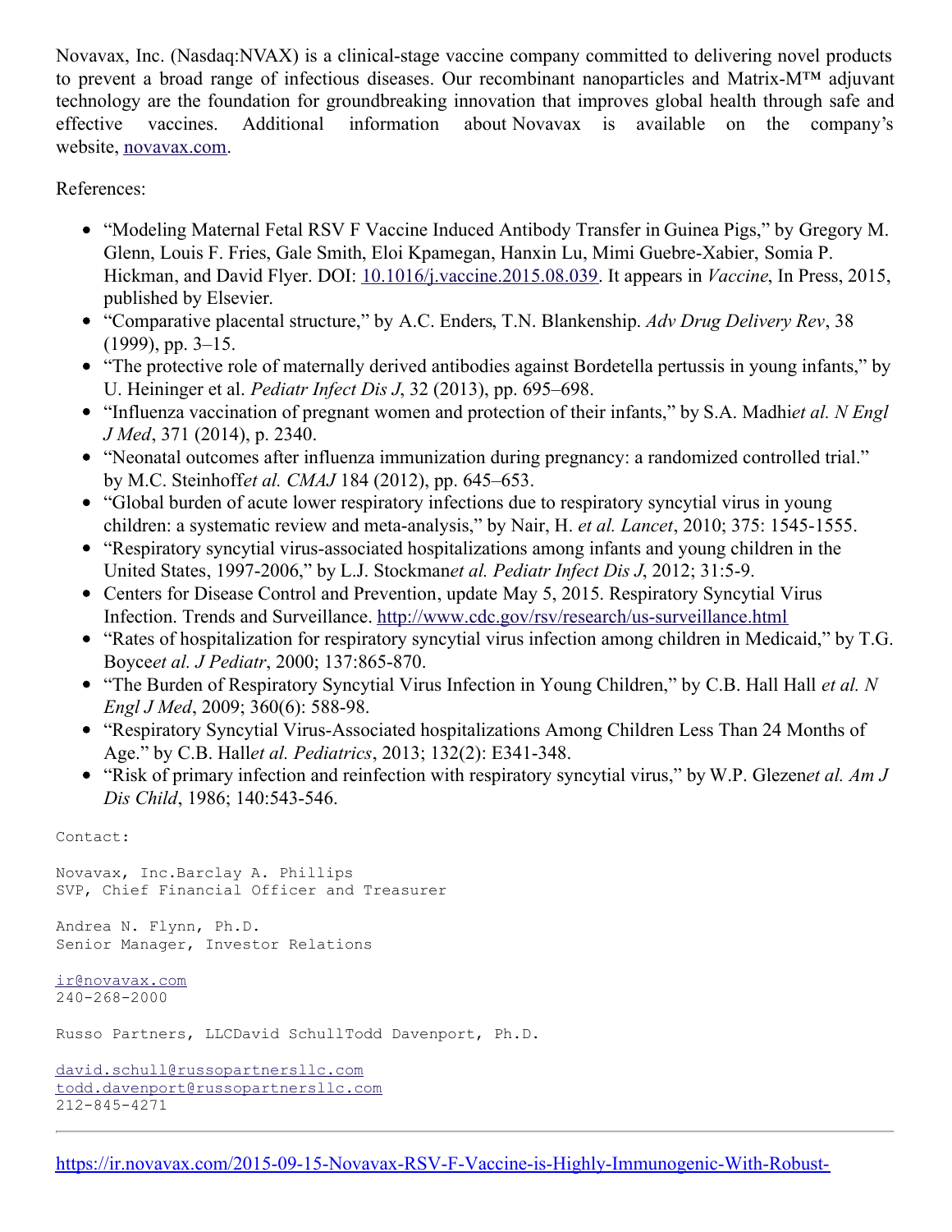Novavax, Inc. (Nasdaq:NVAX) is a clinical-stage vaccine company committed to delivering novel products to prevent a broad range of infectious diseases. Our recombinant nanoparticles and Matrix-M™ adjuvant technology are the foundation for groundbreaking innovation that improves global health through safe and effective vaccines. Additional information about Novavax is available on the company's website, [novavax.com](novavax.com).

References:

- "Modeling Maternal Fetal RSV F Vaccine Induced Antibody Transfer in Guinea Pigs," by Gregory M. Glenn, Louis F. Fries, Gale Smith, Eloi Kpamegan, Hanxin Lu, Mimi Guebre-Xabier, Somia P. Hickman, and David Flyer. DOI: [10.1016/j.vaccine.2015.08.039](10.1016/j.vaccine.2015.08.039). It appears in *Vaccine*, In Press, 2015, published by Elsevier.
- "Comparative placental structure," by A.C. Enders, T.N. Blankenship. *Adv Drug Delivery Rev*, 38 (1999), pp. 3–15.
- "The protective role of maternally derived antibodies against Bordetella pertussis in young infants," by U. Heininger et al. *Pediatr Infect Dis J*, 32 (2013), pp. 695–698.
- "Influenza vaccination of pregnant women and protection of their infants," by S.A. Madhi*et al. N Engl J Med*, 371 (2014), p. 2340.
- "Neonatal outcomes after influenza immunization during pregnancy: a randomized controlled trial." by M.C. Steinhoff*et al. CMAJ* 184 (2012), pp. 645–653.
- "Global burden of acute lower respiratory infections due to respiratory syncytial virus in young children: a systematic review and meta-analysis," by Nair, H. *et al. Lancet*, 2010; 375: 1545-1555.
- "Respiratory syncytial virus-associated hospitalizations among infants and young children in the United States, 1997-2006," by L.J. Stockman*et al. Pediatr Infect Dis J*, 2012; 31:5-9.
- Centers for Disease Control and Prevention, update May 5, 2015. Respiratory Syncytial Virus Infection. Trends and Surveillance. [http://www.cdc.gov/rsv/research/us-surveillance.html](http://www.cdc.gov/rsv/research/us-surveillance.html)
- "Rates of hospitalization for respiratory syncytial virus infection among children in Medicaid," by T.G. Boyce*et al. J Pediatr*, 2000; 137:865-870.
- "The Burden of Respiratory Syncytial Virus Infection in Young Children," by C.B. Hall Hall *et al. N Engl J Med*, 2009; 360(6): 588-98.
- "Respiratory Syncytial Virus-Associated hospitalizations Among Children Less Than 24 Months of Age." by C.B. Hall*et al. Pediatrics*, 2013; 132(2): E341-348.
- "Risk of primary infection and reinfection with respiratory syncytial virus," by W.P. Glezen*et al. Am J Dis Child*, 1986; 140:543-546.

Contact:

Novavax, Inc.Barclay A. Phillips
SVP, Chief Financial Officer and Treasurer

Andrea N. Flynn, Ph.D.
Senior Manager, Investor Relations

[ir@novavax.com](mailto:ir@novavax.com)
240-268-2000

Russo Partners, LLCDavid SchullTodd Davenport, Ph.D.

[david.schull@russopartnersllc.com](mailto:david.schull@russopartnersllc.com)
[todd.davenport@russopartnersllc.com](mailto:todd.davenport@russopartnersllc.com)
212-845-4271

---

[https://ir.novavax.com/2015-09-15-Novavax-RSV-F-Vaccine-is-Highly-Immunogenic-With-Robust-](https://ir.novavax.com/2015-09-15-Novavax-RSV-F-Vaccine-is-Highly-Immunogenic-With-Robust-)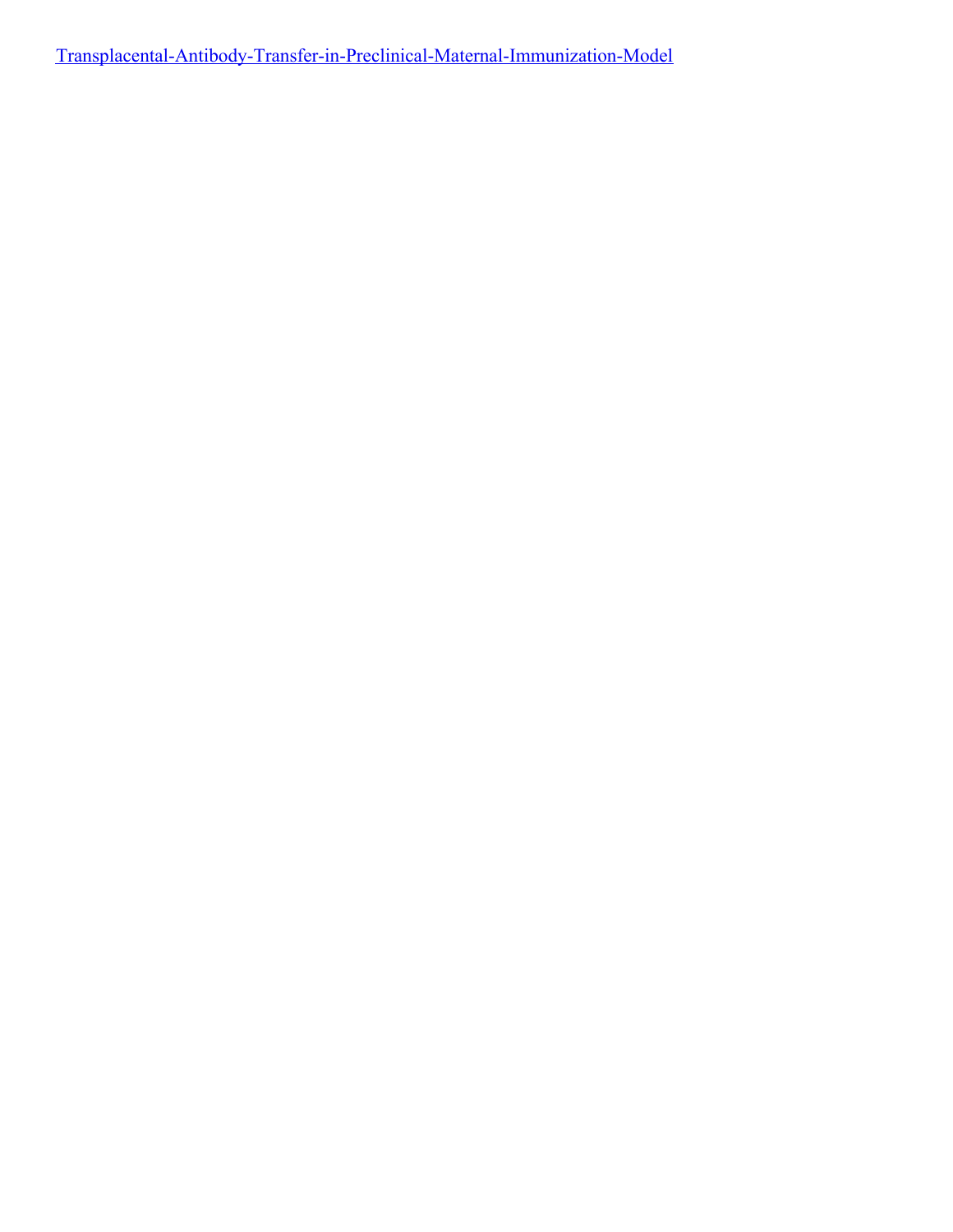[Transplacental-Antibody-Transfer-in-Preclinical-Maternal-Immunization-Model]()